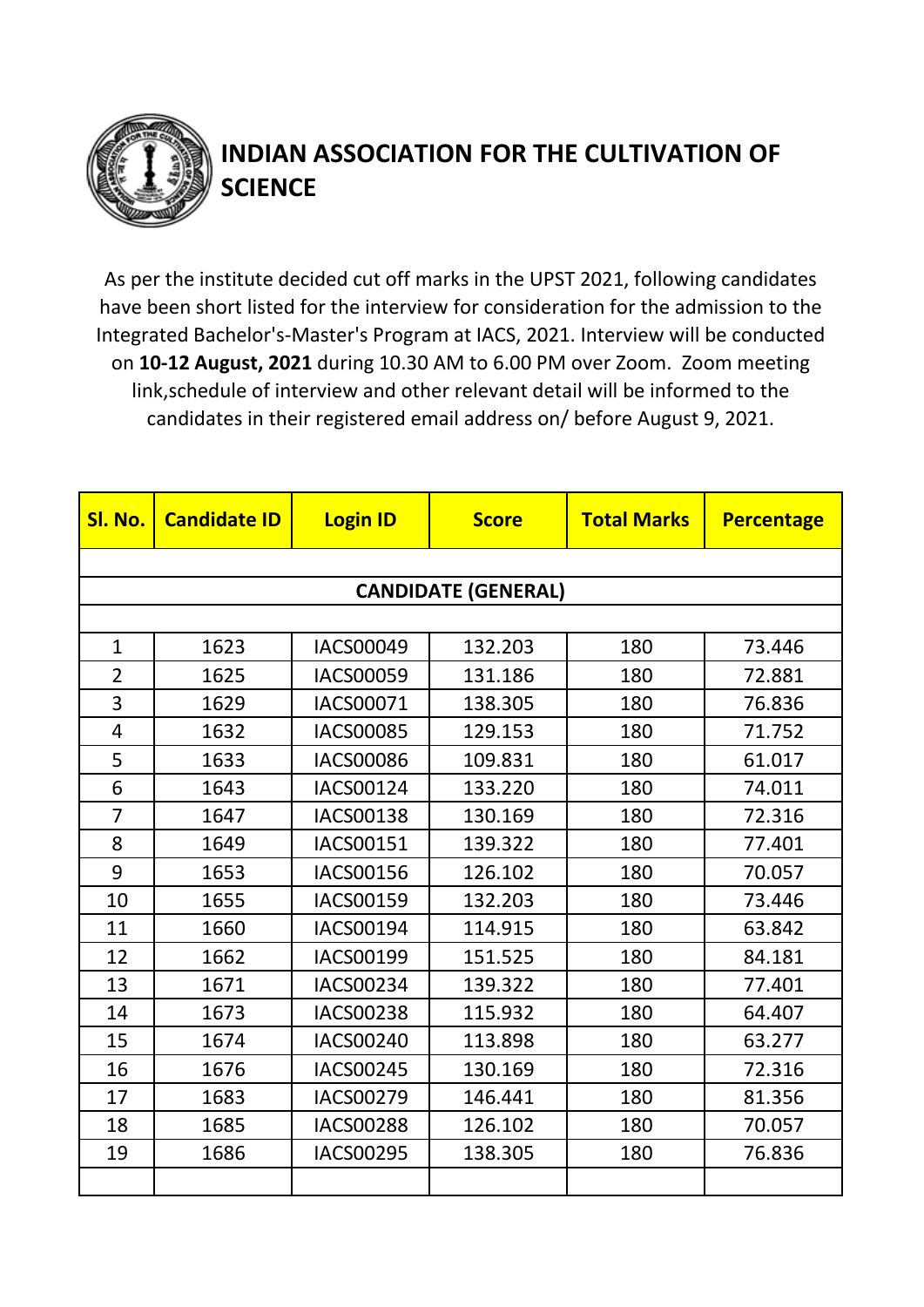# INDIAN ASSOCIATION FOR THE CULTIVATION OF SCIENCE

As per the institute decided cut off marks in the UPST 2021, following candidates have been short listed for the interview for consideration for the admission to the Integrated Bachelor's-Master's Program at IACS, 2021. Interview will be conducted on **10-12 August, 2021** during 10.30 AM to 6.00 PM over Zoom. Zoom meeting link,schedule of interview and other relevant detail will be informed to the candidates in their registered email address on/ before August 9, 2021.

| Sl. No. | Candidate ID | Login ID | Score | Total Marks | Percentage |
|---|---|---|---|---|---|
| | | | | | |
| **CANDIDATE (GENERAL)** | | | | | |
| | | | | | |
| 1 | 1623 | IACS00049 | 132.203 | 180 | 73.446 |
| 2 | 1625 | IACS00059 | 131.186 | 180 | 72.881 |
| 3 | 1629 | IACS00071 | 138.305 | 180 | 76.836 |
| 4 | 1632 | IACS00085 | 129.153 | 180 | 71.752 |
| 5 | 1633 | IACS00086 | 109.831 | 180 | 61.017 |
| 6 | 1643 | IACS00124 | 133.220 | 180 | 74.011 |
| 7 | 1647 | IACS00138 | 130.169 | 180 | 72.316 |
| 8 | 1649 | IACS00151 | 139.322 | 180 | 77.401 |
| 9 | 1653 | IACS00156 | 126.102 | 180 | 70.057 |
| 10 | 1655 | IACS00159 | 132.203 | 180 | 73.446 |
| 11 | 1660 | IACS00194 | 114.915 | 180 | 63.842 |
| 12 | 1662 | IACS00199 | 151.525 | 180 | 84.181 |
| 13 | 1671 | IACS00234 | 139.322 | 180 | 77.401 |
| 14 | 1673 | IACS00238 | 115.932 | 180 | 64.407 |
| 15 | 1674 | IACS00240 | 113.898 | 180 | 63.277 |
| 16 | 1676 | IACS00245 | 130.169 | 180 | 72.316 |
| 17 | 1683 | IACS00279 | 146.441 | 180 | 81.356 |
| 18 | 1685 | IACS00288 | 126.102 | 180 | 70.057 |
| 19 | 1686 | IACS00295 | 138.305 | 180 | 76.836 |
| | | | | | |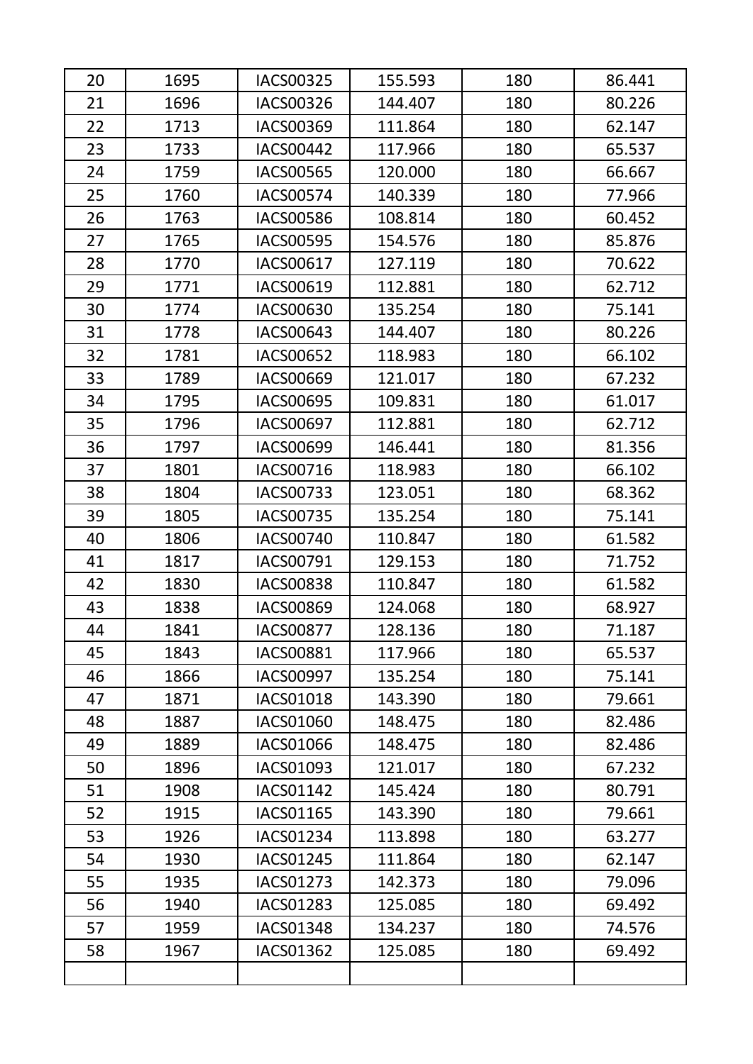| | | | | | |
|---|---|---|---|---|---|
| 20 | 1695 | IACS00325 | 155.593 | 180 | 86.441 |
| 21 | 1696 | IACS00326 | 144.407 | 180 | 80.226 |
| 22 | 1713 | IACS00369 | 111.864 | 180 | 62.147 |
| 23 | 1733 | IACS00442 | 117.966 | 180 | 65.537 |
| 24 | 1759 | IACS00565 | 120.000 | 180 | 66.667 |
| 25 | 1760 | IACS00574 | 140.339 | 180 | 77.966 |
| 26 | 1763 | IACS00586 | 108.814 | 180 | 60.452 |
| 27 | 1765 | IACS00595 | 154.576 | 180 | 85.876 |
| 28 | 1770 | IACS00617 | 127.119 | 180 | 70.622 |
| 29 | 1771 | IACS00619 | 112.881 | 180 | 62.712 |
| 30 | 1774 | IACS00630 | 135.254 | 180 | 75.141 |
| 31 | 1778 | IACS00643 | 144.407 | 180 | 80.226 |
| 32 | 1781 | IACS00652 | 118.983 | 180 | 66.102 |
| 33 | 1789 | IACS00669 | 121.017 | 180 | 67.232 |
| 34 | 1795 | IACS00695 | 109.831 | 180 | 61.017 |
| 35 | 1796 | IACS00697 | 112.881 | 180 | 62.712 |
| 36 | 1797 | IACS00699 | 146.441 | 180 | 81.356 |
| 37 | 1801 | IACS00716 | 118.983 | 180 | 66.102 |
| 38 | 1804 | IACS00733 | 123.051 | 180 | 68.362 |
| 39 | 1805 | IACS00735 | 135.254 | 180 | 75.141 |
| 40 | 1806 | IACS00740 | 110.847 | 180 | 61.582 |
| 41 | 1817 | IACS00791 | 129.153 | 180 | 71.752 |
| 42 | 1830 | IACS00838 | 110.847 | 180 | 61.582 |
| 43 | 1838 | IACS00869 | 124.068 | 180 | 68.927 |
| 44 | 1841 | IACS00877 | 128.136 | 180 | 71.187 |
| 45 | 1843 | IACS00881 | 117.966 | 180 | 65.537 |
| 46 | 1866 | IACS00997 | 135.254 | 180 | 75.141 |
| 47 | 1871 | IACS01018 | 143.390 | 180 | 79.661 |
| 48 | 1887 | IACS01060 | 148.475 | 180 | 82.486 |
| 49 | 1889 | IACS01066 | 148.475 | 180 | 82.486 |
| 50 | 1896 | IACS01093 | 121.017 | 180 | 67.232 |
| 51 | 1908 | IACS01142 | 145.424 | 180 | 80.791 |
| 52 | 1915 | IACS01165 | 143.390 | 180 | 79.661 |
| 53 | 1926 | IACS01234 | 113.898 | 180 | 63.277 |
| 54 | 1930 | IACS01245 | 111.864 | 180 | 62.147 |
| 55 | 1935 | IACS01273 | 142.373 | 180 | 79.096 |
| 56 | 1940 | IACS01283 | 125.085 | 180 | 69.492 |
| 57 | 1959 | IACS01348 | 134.237 | 180 | 74.576 |
| 58 | 1967 | IACS01362 | 125.085 | 180 | 69.492 |
| | | | | | |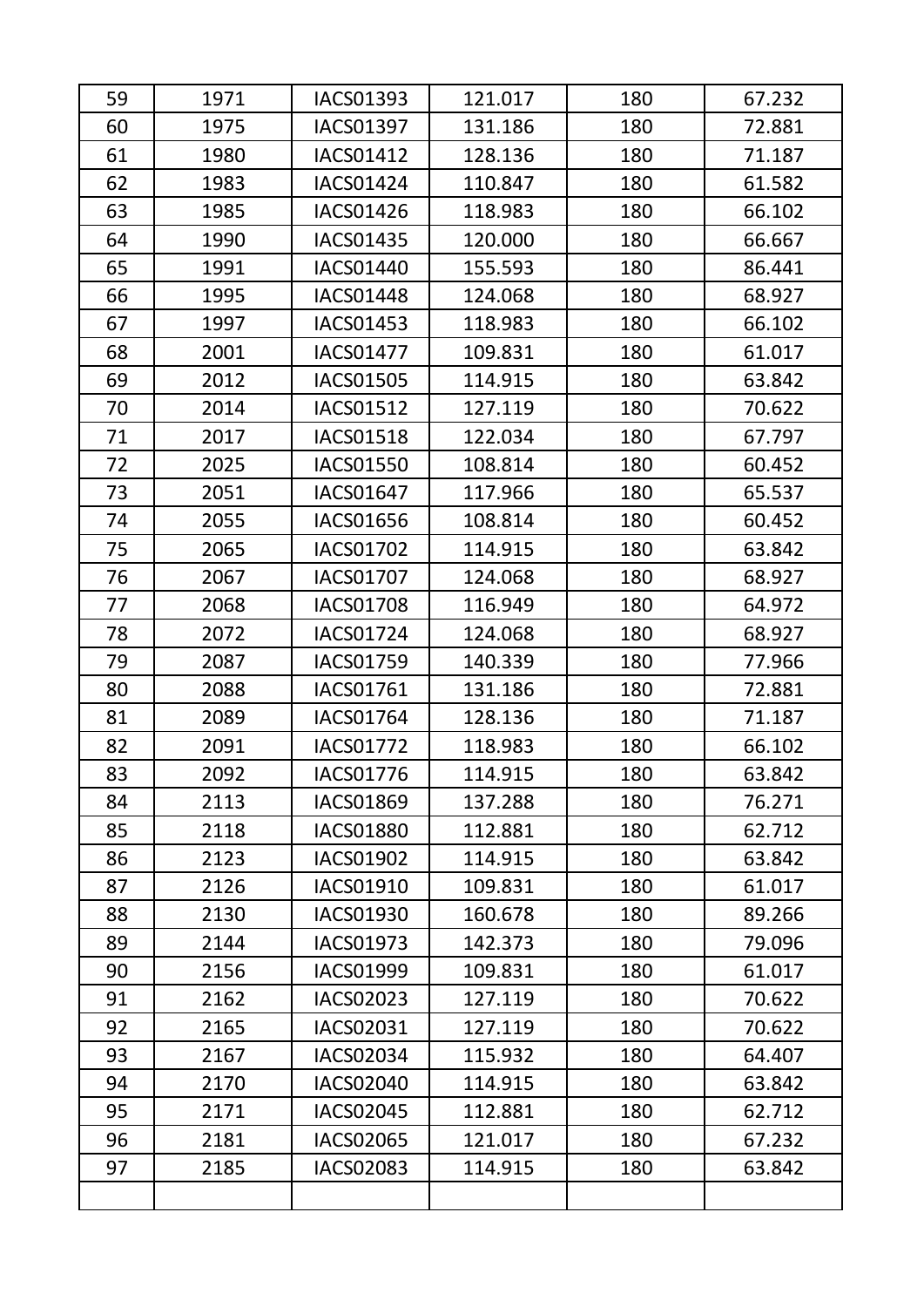| | | | | | |
|---|---|---|---|---|---|
| 59 | 1971 | IACS01393 | 121.017 | 180 | 67.232 |
| 60 | 1975 | IACS01397 | 131.186 | 180 | 72.881 |
| 61 | 1980 | IACS01412 | 128.136 | 180 | 71.187 |
| 62 | 1983 | IACS01424 | 110.847 | 180 | 61.582 |
| 63 | 1985 | IACS01426 | 118.983 | 180 | 66.102 |
| 64 | 1990 | IACS01435 | 120.000 | 180 | 66.667 |
| 65 | 1991 | IACS01440 | 155.593 | 180 | 86.441 |
| 66 | 1995 | IACS01448 | 124.068 | 180 | 68.927 |
| 67 | 1997 | IACS01453 | 118.983 | 180 | 66.102 |
| 68 | 2001 | IACS01477 | 109.831 | 180 | 61.017 |
| 69 | 2012 | IACS01505 | 114.915 | 180 | 63.842 |
| 70 | 2014 | IACS01512 | 127.119 | 180 | 70.622 |
| 71 | 2017 | IACS01518 | 122.034 | 180 | 67.797 |
| 72 | 2025 | IACS01550 | 108.814 | 180 | 60.452 |
| 73 | 2051 | IACS01647 | 117.966 | 180 | 65.537 |
| 74 | 2055 | IACS01656 | 108.814 | 180 | 60.452 |
| 75 | 2065 | IACS01702 | 114.915 | 180 | 63.842 |
| 76 | 2067 | IACS01707 | 124.068 | 180 | 68.927 |
| 77 | 2068 | IACS01708 | 116.949 | 180 | 64.972 |
| 78 | 2072 | IACS01724 | 124.068 | 180 | 68.927 |
| 79 | 2087 | IACS01759 | 140.339 | 180 | 77.966 |
| 80 | 2088 | IACS01761 | 131.186 | 180 | 72.881 |
| 81 | 2089 | IACS01764 | 128.136 | 180 | 71.187 |
| 82 | 2091 | IACS01772 | 118.983 | 180 | 66.102 |
| 83 | 2092 | IACS01776 | 114.915 | 180 | 63.842 |
| 84 | 2113 | IACS01869 | 137.288 | 180 | 76.271 |
| 85 | 2118 | IACS01880 | 112.881 | 180 | 62.712 |
| 86 | 2123 | IACS01902 | 114.915 | 180 | 63.842 |
| 87 | 2126 | IACS01910 | 109.831 | 180 | 61.017 |
| 88 | 2130 | IACS01930 | 160.678 | 180 | 89.266 |
| 89 | 2144 | IACS01973 | 142.373 | 180 | 79.096 |
| 90 | 2156 | IACS01999 | 109.831 | 180 | 61.017 |
| 91 | 2162 | IACS02023 | 127.119 | 180 | 70.622 |
| 92 | 2165 | IACS02031 | 127.119 | 180 | 70.622 |
| 93 | 2167 | IACS02034 | 115.932 | 180 | 64.407 |
| 94 | 2170 | IACS02040 | 114.915 | 180 | 63.842 |
| 95 | 2171 | IACS02045 | 112.881 | 180 | 62.712 |
| 96 | 2181 | IACS02065 | 121.017 | 180 | 67.232 |
| 97 | 2185 | IACS02083 | 114.915 | 180 | 63.842 |
| | | | | | |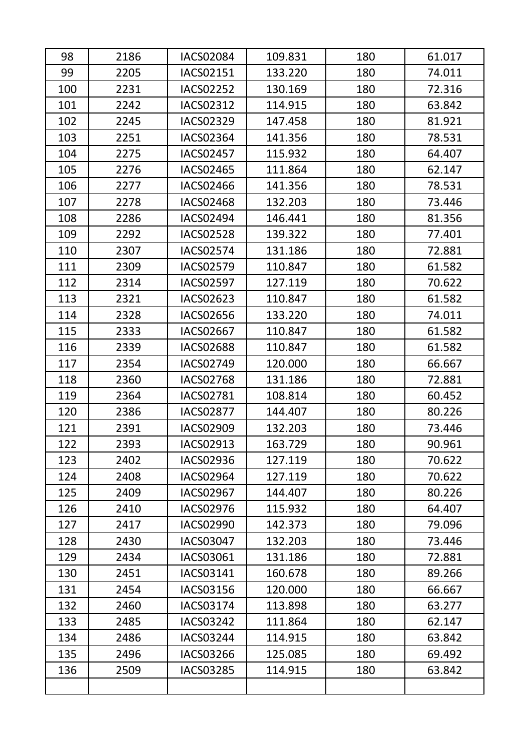|  |  |  |  |  |  |
|---|---|---|---|---|---|
| 98 | 2186 | IACS02084 | 109.831 | 180 | 61.017 |
| 99 | 2205 | IACS02151 | 133.220 | 180 | 74.011 |
| 100 | 2231 | IACS02252 | 130.169 | 180 | 72.316 |
| 101 | 2242 | IACS02312 | 114.915 | 180 | 63.842 |
| 102 | 2245 | IACS02329 | 147.458 | 180 | 81.921 |
| 103 | 2251 | IACS02364 | 141.356 | 180 | 78.531 |
| 104 | 2275 | IACS02457 | 115.932 | 180 | 64.407 |
| 105 | 2276 | IACS02465 | 111.864 | 180 | 62.147 |
| 106 | 2277 | IACS02466 | 141.356 | 180 | 78.531 |
| 107 | 2278 | IACS02468 | 132.203 | 180 | 73.446 |
| 108 | 2286 | IACS02494 | 146.441 | 180 | 81.356 |
| 109 | 2292 | IACS02528 | 139.322 | 180 | 77.401 |
| 110 | 2307 | IACS02574 | 131.186 | 180 | 72.881 |
| 111 | 2309 | IACS02579 | 110.847 | 180 | 61.582 |
| 112 | 2314 | IACS02597 | 127.119 | 180 | 70.622 |
| 113 | 2321 | IACS02623 | 110.847 | 180 | 61.582 |
| 114 | 2328 | IACS02656 | 133.220 | 180 | 74.011 |
| 115 | 2333 | IACS02667 | 110.847 | 180 | 61.582 |
| 116 | 2339 | IACS02688 | 110.847 | 180 | 61.582 |
| 117 | 2354 | IACS02749 | 120.000 | 180 | 66.667 |
| 118 | 2360 | IACS02768 | 131.186 | 180 | 72.881 |
| 119 | 2364 | IACS02781 | 108.814 | 180 | 60.452 |
| 120 | 2386 | IACS02877 | 144.407 | 180 | 80.226 |
| 121 | 2391 | IACS02909 | 132.203 | 180 | 73.446 |
| 122 | 2393 | IACS02913 | 163.729 | 180 | 90.961 |
| 123 | 2402 | IACS02936 | 127.119 | 180 | 70.622 |
| 124 | 2408 | IACS02964 | 127.119 | 180 | 70.622 |
| 125 | 2409 | IACS02967 | 144.407 | 180 | 80.226 |
| 126 | 2410 | IACS02976 | 115.932 | 180 | 64.407 |
| 127 | 2417 | IACS02990 | 142.373 | 180 | 79.096 |
| 128 | 2430 | IACS03047 | 132.203 | 180 | 73.446 |
| 129 | 2434 | IACS03061 | 131.186 | 180 | 72.881 |
| 130 | 2451 | IACS03141 | 160.678 | 180 | 89.266 |
| 131 | 2454 | IACS03156 | 120.000 | 180 | 66.667 |
| 132 | 2460 | IACS03174 | 113.898 | 180 | 63.277 |
| 133 | 2485 | IACS03242 | 111.864 | 180 | 62.147 |
| 134 | 2486 | IACS03244 | 114.915 | 180 | 63.842 |
| 135 | 2496 | IACS03266 | 125.085 | 180 | 69.492 |
| 136 | 2509 | IACS03285 | 114.915 | 180 | 63.842 |
|  |  |  |  |  |  |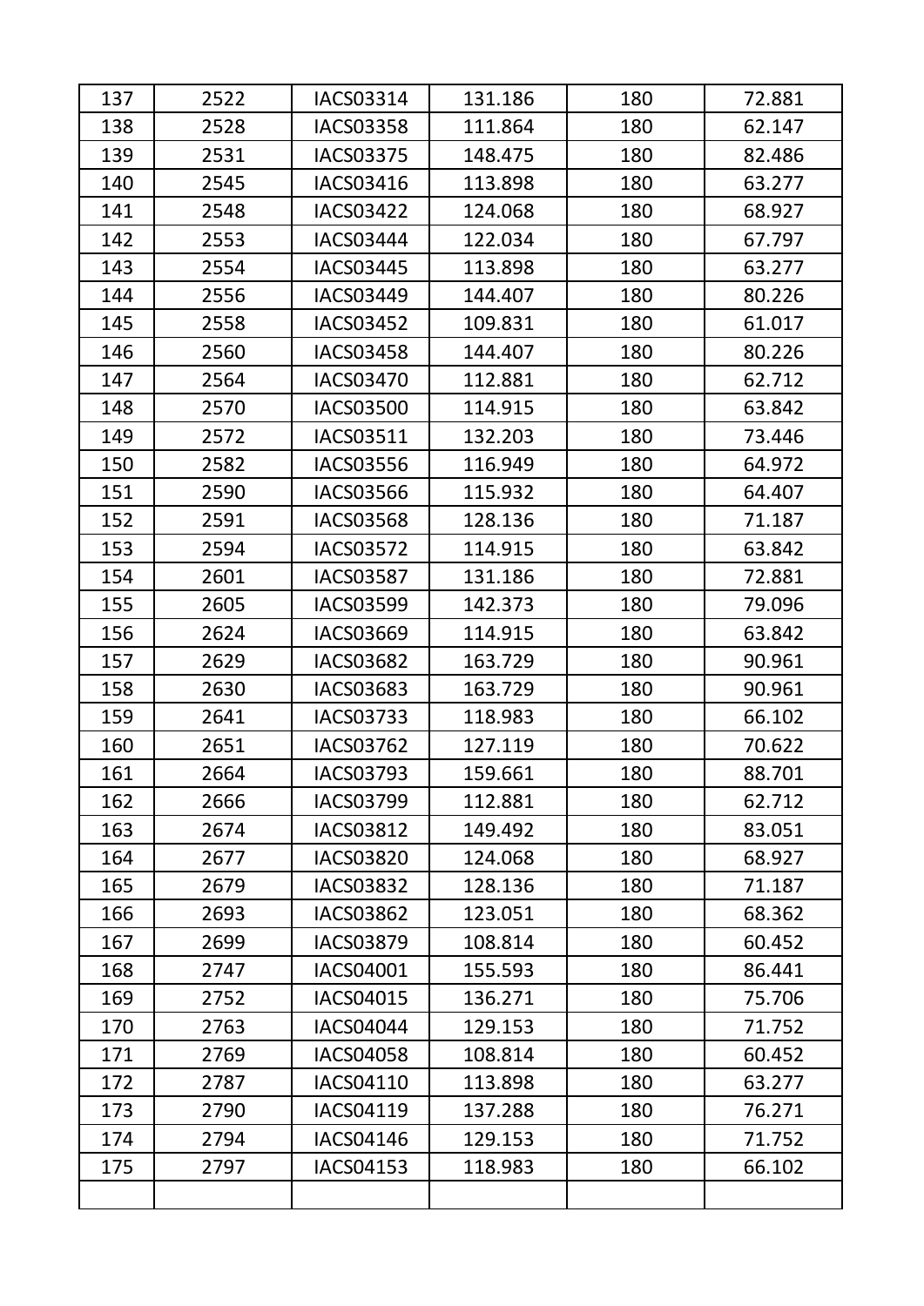| | | | | | |
|---|---|---|---|---|---|
| 137 | 2522 | IACS03314 | 131.186 | 180 | 72.881 |
| 138 | 2528 | IACS03358 | 111.864 | 180 | 62.147 |
| 139 | 2531 | IACS03375 | 148.475 | 180 | 82.486 |
| 140 | 2545 | IACS03416 | 113.898 | 180 | 63.277 |
| 141 | 2548 | IACS03422 | 124.068 | 180 | 68.927 |
| 142 | 2553 | IACS03444 | 122.034 | 180 | 67.797 |
| 143 | 2554 | IACS03445 | 113.898 | 180 | 63.277 |
| 144 | 2556 | IACS03449 | 144.407 | 180 | 80.226 |
| 145 | 2558 | IACS03452 | 109.831 | 180 | 61.017 |
| 146 | 2560 | IACS03458 | 144.407 | 180 | 80.226 |
| 147 | 2564 | IACS03470 | 112.881 | 180 | 62.712 |
| 148 | 2570 | IACS03500 | 114.915 | 180 | 63.842 |
| 149 | 2572 | IACS03511 | 132.203 | 180 | 73.446 |
| 150 | 2582 | IACS03556 | 116.949 | 180 | 64.972 |
| 151 | 2590 | IACS03566 | 115.932 | 180 | 64.407 |
| 152 | 2591 | IACS03568 | 128.136 | 180 | 71.187 |
| 153 | 2594 | IACS03572 | 114.915 | 180 | 63.842 |
| 154 | 2601 | IACS03587 | 131.186 | 180 | 72.881 |
| 155 | 2605 | IACS03599 | 142.373 | 180 | 79.096 |
| 156 | 2624 | IACS03669 | 114.915 | 180 | 63.842 |
| 157 | 2629 | IACS03682 | 163.729 | 180 | 90.961 |
| 158 | 2630 | IACS03683 | 163.729 | 180 | 90.961 |
| 159 | 2641 | IACS03733 | 118.983 | 180 | 66.102 |
| 160 | 2651 | IACS03762 | 127.119 | 180 | 70.622 |
| 161 | 2664 | IACS03793 | 159.661 | 180 | 88.701 |
| 162 | 2666 | IACS03799 | 112.881 | 180 | 62.712 |
| 163 | 2674 | IACS03812 | 149.492 | 180 | 83.051 |
| 164 | 2677 | IACS03820 | 124.068 | 180 | 68.927 |
| 165 | 2679 | IACS03832 | 128.136 | 180 | 71.187 |
| 166 | 2693 | IACS03862 | 123.051 | 180 | 68.362 |
| 167 | 2699 | IACS03879 | 108.814 | 180 | 60.452 |
| 168 | 2747 | IACS04001 | 155.593 | 180 | 86.441 |
| 169 | 2752 | IACS04015 | 136.271 | 180 | 75.706 |
| 170 | 2763 | IACS04044 | 129.153 | 180 | 71.752 |
| 171 | 2769 | IACS04058 | 108.814 | 180 | 60.452 |
| 172 | 2787 | IACS04110 | 113.898 | 180 | 63.277 |
| 173 | 2790 | IACS04119 | 137.288 | 180 | 76.271 |
| 174 | 2794 | IACS04146 | 129.153 | 180 | 71.752 |
| 175 | 2797 | IACS04153 | 118.983 | 180 | 66.102 |
| | | | | | |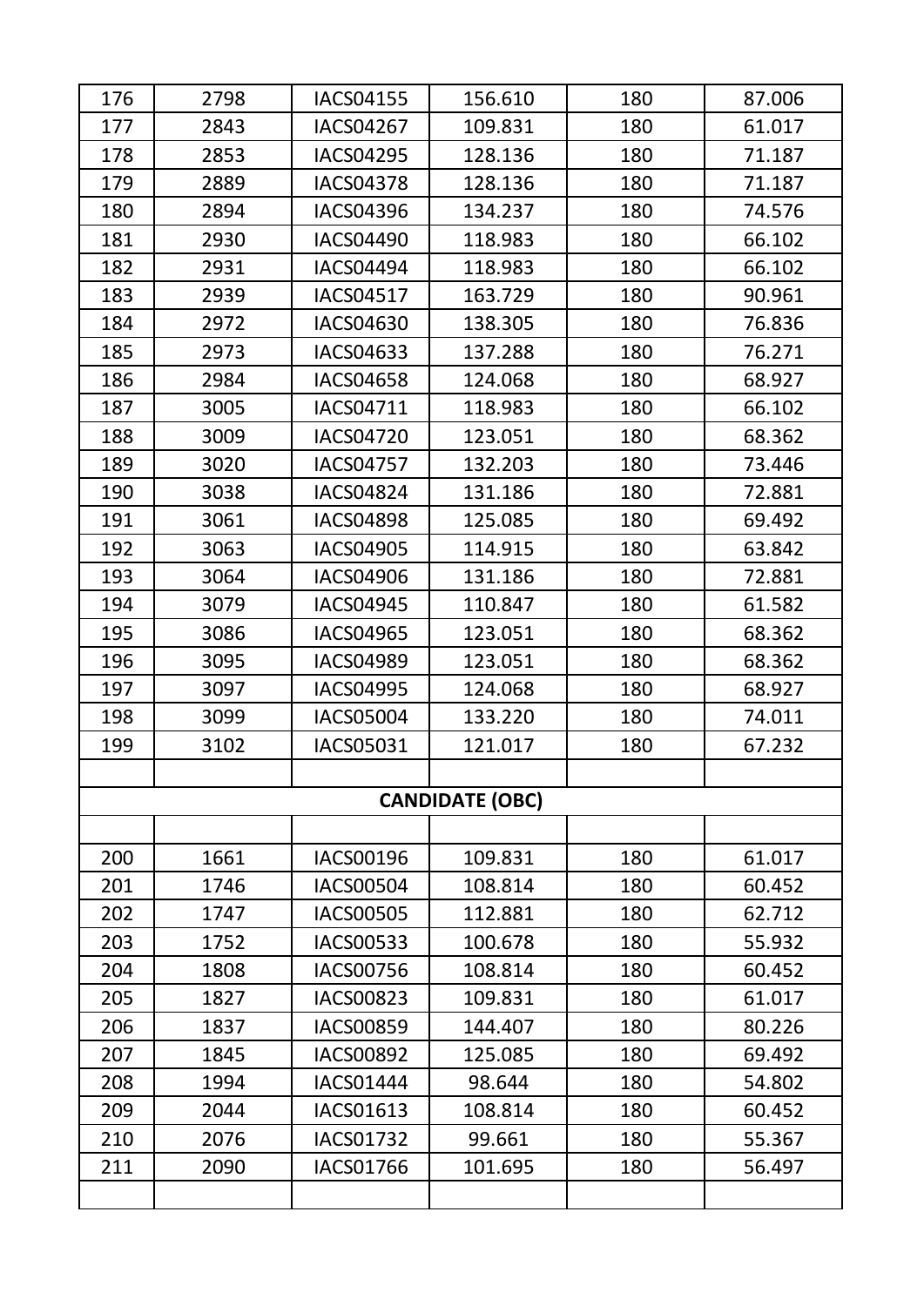| | | | | | |
|---|---|---|---|---|---|
| 176 | 2798 | IACS04155 | 156.610 | 180 | 87.006 |
| 177 | 2843 | IACS04267 | 109.831 | 180 | 61.017 |
| 178 | 2853 | IACS04295 | 128.136 | 180 | 71.187 |
| 179 | 2889 | IACS04378 | 128.136 | 180 | 71.187 |
| 180 | 2894 | IACS04396 | 134.237 | 180 | 74.576 |
| 181 | 2930 | IACS04490 | 118.983 | 180 | 66.102 |
| 182 | 2931 | IACS04494 | 118.983 | 180 | 66.102 |
| 183 | 2939 | IACS04517 | 163.729 | 180 | 90.961 |
| 184 | 2972 | IACS04630 | 138.305 | 180 | 76.836 |
| 185 | 2973 | IACS04633 | 137.288 | 180 | 76.271 |
| 186 | 2984 | IACS04658 | 124.068 | 180 | 68.927 |
| 187 | 3005 | IACS04711 | 118.983 | 180 | 66.102 |
| 188 | 3009 | IACS04720 | 123.051 | 180 | 68.362 |
| 189 | 3020 | IACS04757 | 132.203 | 180 | 73.446 |
| 190 | 3038 | IACS04824 | 131.186 | 180 | 72.881 |
| 191 | 3061 | IACS04898 | 125.085 | 180 | 69.492 |
| 192 | 3063 | IACS04905 | 114.915 | 180 | 63.842 |
| 193 | 3064 | IACS04906 | 131.186 | 180 | 72.881 |
| 194 | 3079 | IACS04945 | 110.847 | 180 | 61.582 |
| 195 | 3086 | IACS04965 | 123.051 | 180 | 68.362 |
| 196 | 3095 | IACS04989 | 123.051 | 180 | 68.362 |
| 197 | 3097 | IACS04995 | 124.068 | 180 | 68.927 |
| 198 | 3099 | IACS05004 | 133.220 | 180 | 74.011 |
| 199 | 3102 | IACS05031 | 121.017 | 180 | 67.232 |
| | | | | | |
| **CANDIDATE (OBC)** | | | | | |
| | | | | | |
| 200 | 1661 | IACS00196 | 109.831 | 180 | 61.017 |
| 201 | 1746 | IACS00504 | 108.814 | 180 | 60.452 |
| 202 | 1747 | IACS00505 | 112.881 | 180 | 62.712 |
| 203 | 1752 | IACS00533 | 100.678 | 180 | 55.932 |
| 204 | 1808 | IACS00756 | 108.814 | 180 | 60.452 |
| 205 | 1827 | IACS00823 | 109.831 | 180 | 61.017 |
| 206 | 1837 | IACS00859 | 144.407 | 180 | 80.226 |
| 207 | 1845 | IACS00892 | 125.085 | 180 | 69.492 |
| 208 | 1994 | IACS01444 | 98.644 | 180 | 54.802 |
| 209 | 2044 | IACS01613 | 108.814 | 180 | 60.452 |
| 210 | 2076 | IACS01732 | 99.661 | 180 | 55.367 |
| 211 | 2090 | IACS01766 | 101.695 | 180 | 56.497 |
| | | | | | |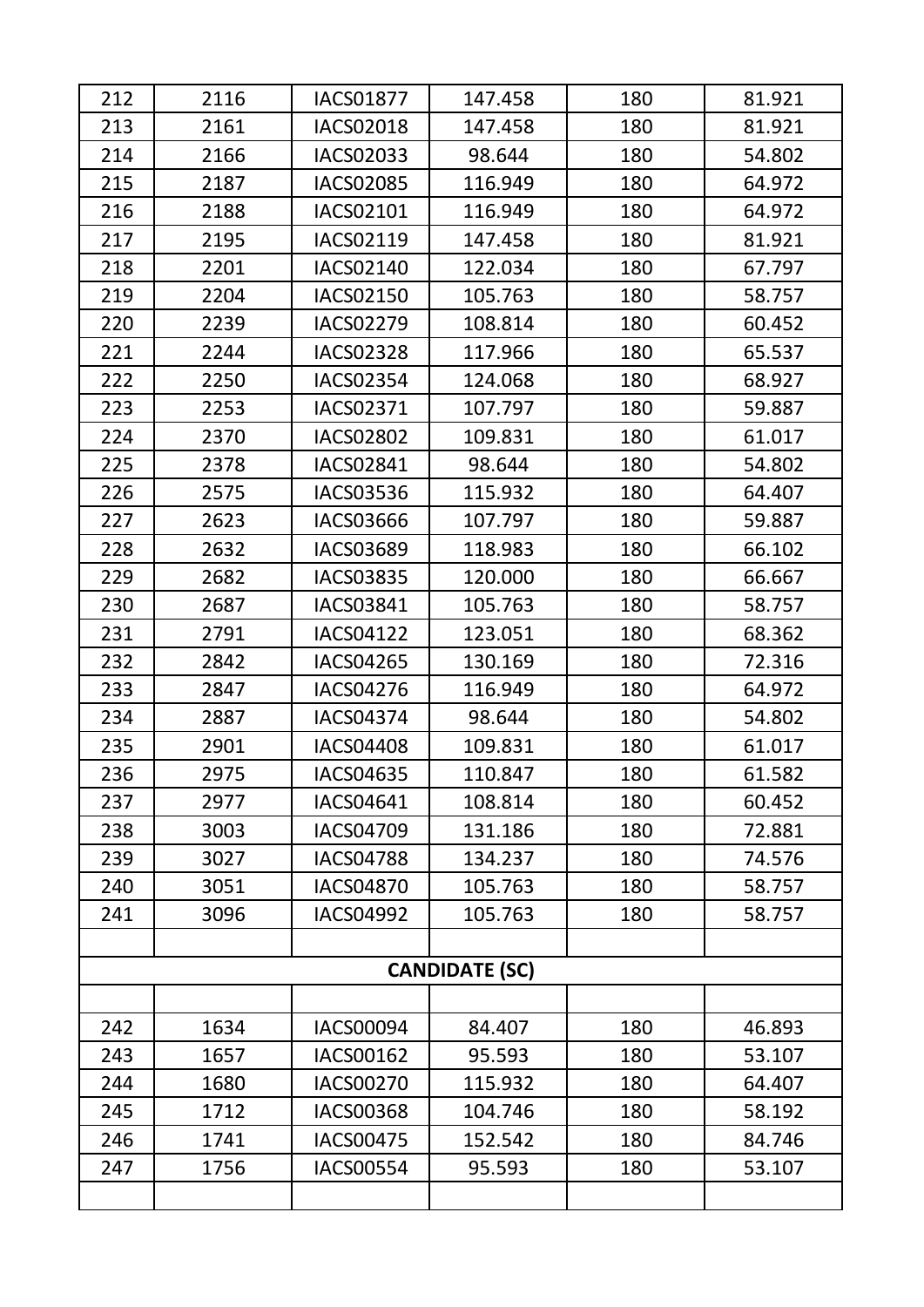| | | | | | |
|---|---|---|---|---|---|
| 212 | 2116 | IACS01877 | 147.458 | 180 | 81.921 |
| 213 | 2161 | IACS02018 | 147.458 | 180 | 81.921 |
| 214 | 2166 | IACS02033 | 98.644 | 180 | 54.802 |
| 215 | 2187 | IACS02085 | 116.949 | 180 | 64.972 |
| 216 | 2188 | IACS02101 | 116.949 | 180 | 64.972 |
| 217 | 2195 | IACS02119 | 147.458 | 180 | 81.921 |
| 218 | 2201 | IACS02140 | 122.034 | 180 | 67.797 |
| 219 | 2204 | IACS02150 | 105.763 | 180 | 58.757 |
| 220 | 2239 | IACS02279 | 108.814 | 180 | 60.452 |
| 221 | 2244 | IACS02328 | 117.966 | 180 | 65.537 |
| 222 | 2250 | IACS02354 | 124.068 | 180 | 68.927 |
| 223 | 2253 | IACS02371 | 107.797 | 180 | 59.887 |
| 224 | 2370 | IACS02802 | 109.831 | 180 | 61.017 |
| 225 | 2378 | IACS02841 | 98.644 | 180 | 54.802 |
| 226 | 2575 | IACS03536 | 115.932 | 180 | 64.407 |
| 227 | 2623 | IACS03666 | 107.797 | 180 | 59.887 |
| 228 | 2632 | IACS03689 | 118.983 | 180 | 66.102 |
| 229 | 2682 | IACS03835 | 120.000 | 180 | 66.667 |
| 230 | 2687 | IACS03841 | 105.763 | 180 | 58.757 |
| 231 | 2791 | IACS04122 | 123.051 | 180 | 68.362 |
| 232 | 2842 | IACS04265 | 130.169 | 180 | 72.316 |
| 233 | 2847 | IACS04276 | 116.949 | 180 | 64.972 |
| 234 | 2887 | IACS04374 | 98.644 | 180 | 54.802 |
| 235 | 2901 | IACS04408 | 109.831 | 180 | 61.017 |
| 236 | 2975 | IACS04635 | 110.847 | 180 | 61.582 |
| 237 | 2977 | IACS04641 | 108.814 | 180 | 60.452 |
| 238 | 3003 | IACS04709 | 131.186 | 180 | 72.881 |
| 239 | 3027 | IACS04788 | 134.237 | 180 | 74.576 |
| 240 | 3051 | IACS04870 | 105.763 | 180 | 58.757 |
| 241 | 3096 | IACS04992 | 105.763 | 180 | 58.757 |
| | | | | | |
| **CANDIDATE (SC)** | | | | | |
| | | | | | |
| 242 | 1634 | IACS00094 | 84.407 | 180 | 46.893 |
| 243 | 1657 | IACS00162 | 95.593 | 180 | 53.107 |
| 244 | 1680 | IACS00270 | 115.932 | 180 | 64.407 |
| 245 | 1712 | IACS00368 | 104.746 | 180 | 58.192 |
| 246 | 1741 | IACS00475 | 152.542 | 180 | 84.746 |
| 247 | 1756 | IACS00554 | 95.593 | 180 | 53.107 |
| | | | | | |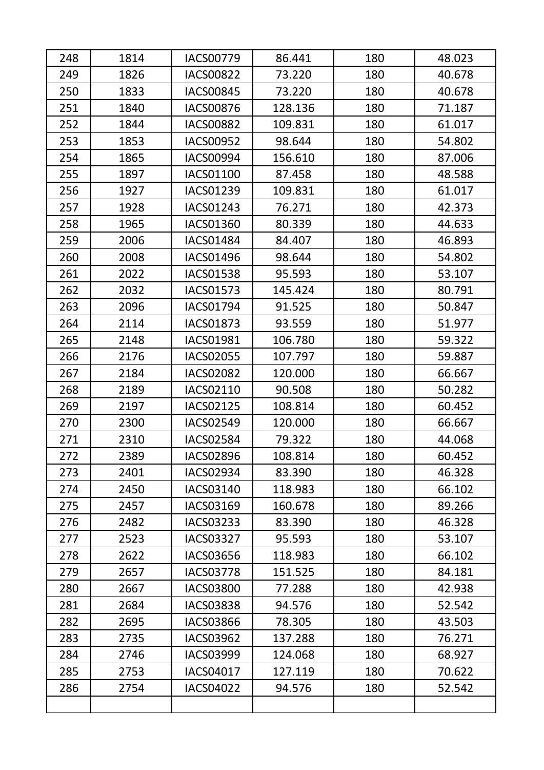| | | | | | |
|---|---|---|---|---|---|
| 248 | 1814 | IACS00779 | 86.441 | 180 | 48.023 |
| 249 | 1826 | IACS00822 | 73.220 | 180 | 40.678 |
| 250 | 1833 | IACS00845 | 73.220 | 180 | 40.678 |
| 251 | 1840 | IACS00876 | 128.136 | 180 | 71.187 |
| 252 | 1844 | IACS00882 | 109.831 | 180 | 61.017 |
| 253 | 1853 | IACS00952 | 98.644 | 180 | 54.802 |
| 254 | 1865 | IACS00994 | 156.610 | 180 | 87.006 |
| 255 | 1897 | IACS01100 | 87.458 | 180 | 48.588 |
| 256 | 1927 | IACS01239 | 109.831 | 180 | 61.017 |
| 257 | 1928 | IACS01243 | 76.271 | 180 | 42.373 |
| 258 | 1965 | IACS01360 | 80.339 | 180 | 44.633 |
| 259 | 2006 | IACS01484 | 84.407 | 180 | 46.893 |
| 260 | 2008 | IACS01496 | 98.644 | 180 | 54.802 |
| 261 | 2022 | IACS01538 | 95.593 | 180 | 53.107 |
| 262 | 2032 | IACS01573 | 145.424 | 180 | 80.791 |
| 263 | 2096 | IACS01794 | 91.525 | 180 | 50.847 |
| 264 | 2114 | IACS01873 | 93.559 | 180 | 51.977 |
| 265 | 2148 | IACS01981 | 106.780 | 180 | 59.322 |
| 266 | 2176 | IACS02055 | 107.797 | 180 | 59.887 |
| 267 | 2184 | IACS02082 | 120.000 | 180 | 66.667 |
| 268 | 2189 | IACS02110 | 90.508 | 180 | 50.282 |
| 269 | 2197 | IACS02125 | 108.814 | 180 | 60.452 |
| 270 | 2300 | IACS02549 | 120.000 | 180 | 66.667 |
| 271 | 2310 | IACS02584 | 79.322 | 180 | 44.068 |
| 272 | 2389 | IACS02896 | 108.814 | 180 | 60.452 |
| 273 | 2401 | IACS02934 | 83.390 | 180 | 46.328 |
| 274 | 2450 | IACS03140 | 118.983 | 180 | 66.102 |
| 275 | 2457 | IACS03169 | 160.678 | 180 | 89.266 |
| 276 | 2482 | IACS03233 | 83.390 | 180 | 46.328 |
| 277 | 2523 | IACS03327 | 95.593 | 180 | 53.107 |
| 278 | 2622 | IACS03656 | 118.983 | 180 | 66.102 |
| 279 | 2657 | IACS03778 | 151.525 | 180 | 84.181 |
| 280 | 2667 | IACS03800 | 77.288 | 180 | 42.938 |
| 281 | 2684 | IACS03838 | 94.576 | 180 | 52.542 |
| 282 | 2695 | IACS03866 | 78.305 | 180 | 43.503 |
| 283 | 2735 | IACS03962 | 137.288 | 180 | 76.271 |
| 284 | 2746 | IACS03999 | 124.068 | 180 | 68.927 |
| 285 | 2753 | IACS04017 | 127.119 | 180 | 70.622 |
| 286 | 2754 | IACS04022 | 94.576 | 180 | 52.542 |
| | | | | | |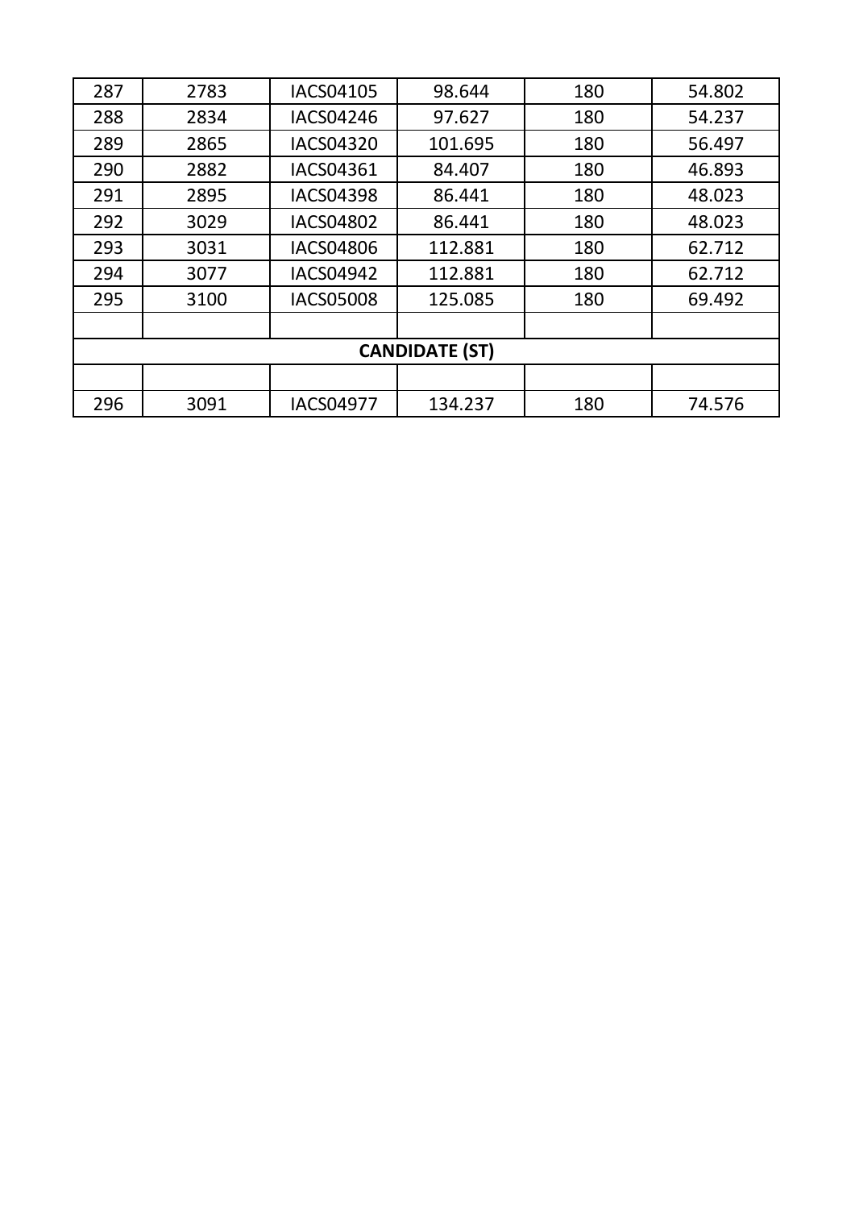| | | | | | |
|---|---|---|---|---|---|
| 287 | 2783 | IACS04105 | 98.644 | 180 | 54.802 |
| 288 | 2834 | IACS04246 | 97.627 | 180 | 54.237 |
| 289 | 2865 | IACS04320 | 101.695 | 180 | 56.497 |
| 290 | 2882 | IACS04361 | 84.407 | 180 | 46.893 |
| 291 | 2895 | IACS04398 | 86.441 | 180 | 48.023 |
| 292 | 3029 | IACS04802 | 86.441 | 180 | 48.023 |
| 293 | 3031 | IACS04806 | 112.881 | 180 | 62.712 |
| 294 | 3077 | IACS04942 | 112.881 | 180 | 62.712 |
| 295 | 3100 | IACS05008 | 125.085 | 180 | 69.492 |
| | | | | | |
| **CANDIDATE (ST)** | | | | | |
| | | | | | |
| 296 | 3091 | IACS04977 | 134.237 | 180 | 74.576 |